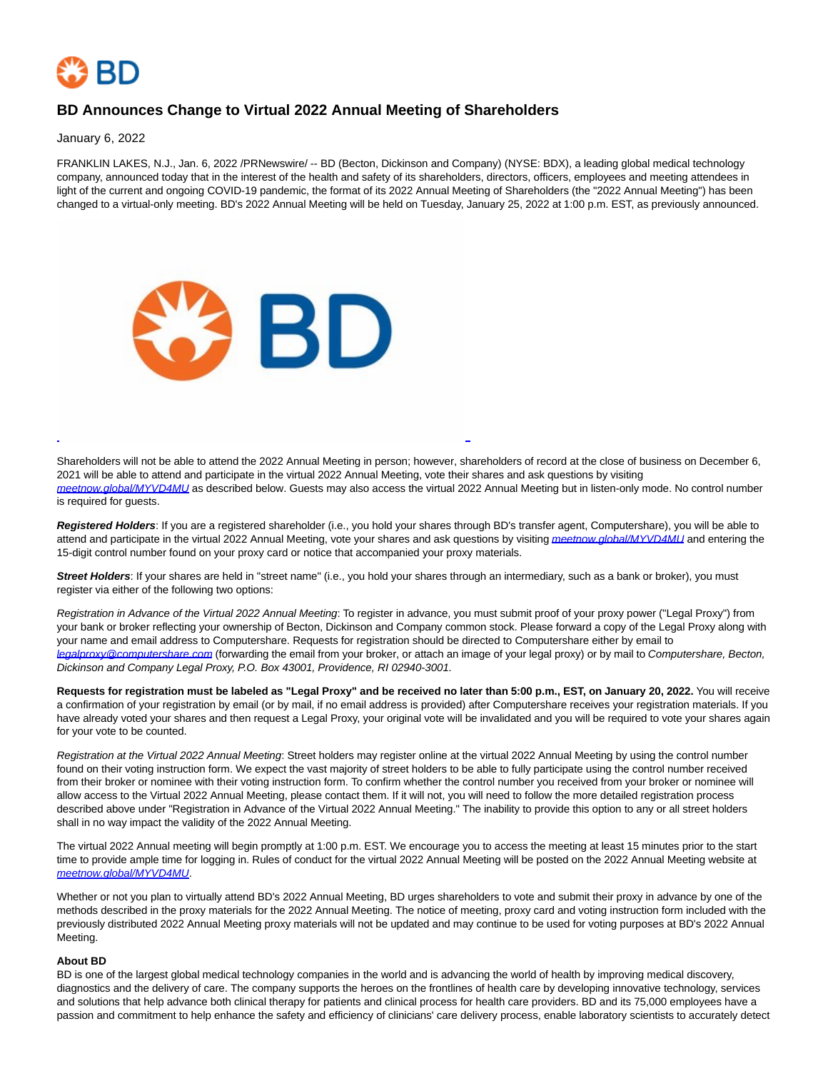# BD Announces Change to Virtual 2022 Annual Meeting of Shareholders

January 6, 2022

FRANKLIN LAKES, N.J., Jan. 6, 2022 /PRNewswire/ -- BD (Becton, Dickinson and Company) (NYSE: BDX), a leading global medical technology company, announced today that in the interest of the health and safety of its shareholders, directors, officers, employees and meeting attendees in light of the current and ongoing COVID-19 pandemic, the format of its 2022 Annual Meeting of Shareholders (the "2022 Annual Meeting") has been changed to a virtual-only meeting. BD's 2022 Annual Meeting will be held on Tuesday, January 25, 2022 at 1:00 p.m. EST, as previously announced.

Shareholders will not be able to attend the 2022 Annual Meeting in person; however, shareholders of record at the close of business on December 6, 2021 will be able to attend and participate in the virtual 2022 Annual Meeting, vote their shares and ask questions by visiting meetnow.global/MYVD4MU as described below. Guests may also access the virtual 2022 Annual Meeting but in listen-only mode. No control number is required for guests.

***Registered Holders***: If you are a registered shareholder (i.e., you hold your shares through BD's transfer agent, Computershare), you will be able to attend and participate in the virtual 2022 Annual Meeting, vote your shares and ask questions by visiting meetnow.global/MYVD4MU and entering the 15-digit control number found on your proxy card or notice that accompanied your proxy materials.

***Street Holders***: If your shares are held in "street name" (i.e., you hold your shares through an intermediary, such as a bank or broker), you must register via either of the following two options:

*Registration in Advance of the Virtual 2022 Annual Meeting*: To register in advance, you must submit proof of your proxy power ("Legal Proxy") from your bank or broker reflecting your ownership of Becton, Dickinson and Company common stock. Please forward a copy of the Legal Proxy along with your name and email address to Computershare. Requests for registration should be directed to Computershare either by email to legalproxy@computershare.com (forwarding the email from your broker, or attach an image of your legal proxy) or by mail to *Computershare, Becton, Dickinson and Company Legal Proxy, P.O. Box 43001, Providence, RI 02940-3001.*

**Requests for registration must be labeled as "Legal Proxy" and be received no later than 5:00 p.m., EST, on January 20, 2022.** You will receive a confirmation of your registration by email (or by mail, if no email address is provided) after Computershare receives your registration materials. If you have already voted your shares and then request a Legal Proxy, your original vote will be invalidated and you will be required to vote your shares again for your vote to be counted.

*Registration at the Virtual 2022 Annual Meeting*: Street holders may register online at the virtual 2022 Annual Meeting by using the control number found on their voting instruction form. We expect the vast majority of street holders to be able to fully participate using the control number received from their broker or nominee with their voting instruction form. To confirm whether the control number you received from your broker or nominee will allow access to the Virtual 2022 Annual Meeting, please contact them. If it will not, you will need to follow the more detailed registration process described above under "Registration in Advance of the Virtual 2022 Annual Meeting." The inability to provide this option to any or all street holders shall in no way impact the validity of the 2022 Annual Meeting.

The virtual 2022 Annual meeting will begin promptly at 1:00 p.m. EST. We encourage you to access the meeting at least 15 minutes prior to the start time to provide ample time for logging in. Rules of conduct for the virtual 2022 Annual Meeting will be posted on the 2022 Annual Meeting website at meetnow.global/MYVD4MU.

Whether or not you plan to virtually attend BD's 2022 Annual Meeting, BD urges shareholders to vote and submit their proxy in advance by one of the methods described in the proxy materials for the 2022 Annual Meeting. The notice of meeting, proxy card and voting instruction form included with the previously distributed 2022 Annual Meeting proxy materials will not be updated and may continue to be used for voting purposes at BD's 2022 Annual Meeting.

**About BD**

BD is one of the largest global medical technology companies in the world and is advancing the world of health by improving medical discovery, diagnostics and the delivery of care. The company supports the heroes on the frontlines of health care by developing innovative technology, services and solutions that help advance both clinical therapy for patients and clinical process for health care providers. BD and its 75,000 employees have a passion and commitment to help enhance the safety and efficiency of clinicians' care delivery process, enable laboratory scientists to accurately detect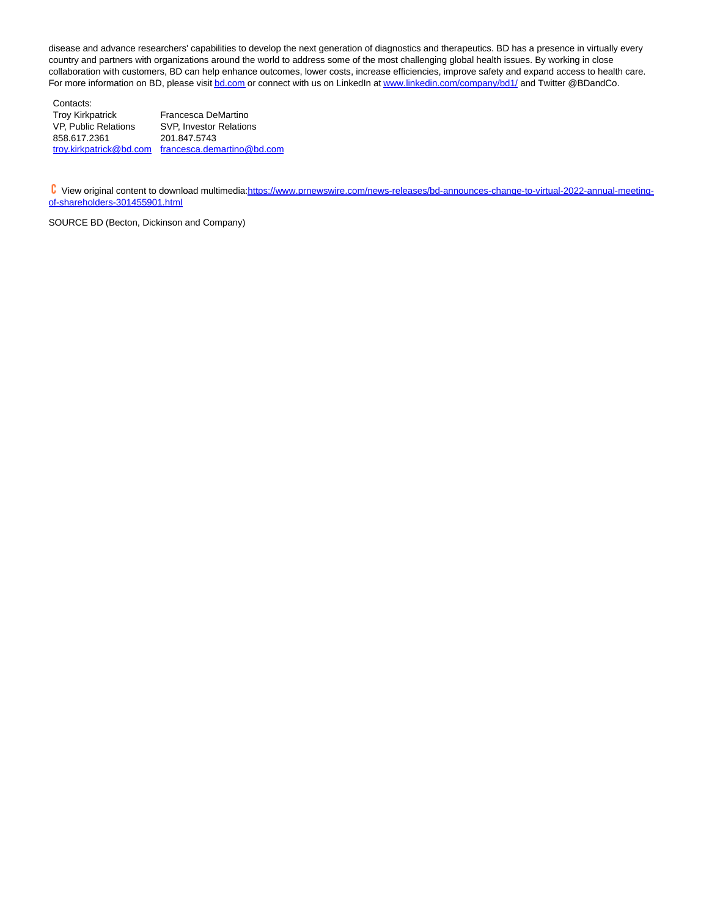disease and advance researchers' capabilities to develop the next generation of diagnostics and therapeutics. BD has a presence in virtually every country and partners with organizations around the world to address some of the most challenging global health issues. By working in close collaboration with customers, BD can help enhance outcomes, lower costs, increase efficiencies, improve safety and expand access to health care. For more information on BD, please visit bd.com or connect with us on LinkedIn at www.linkedin.com/company/bd1/ and Twitter @BDandCo.

Contacts:

| | |
|---|---|
| Troy Kirkpatrick | Francesca DeMartino |
| VP, Public Relations | SVP, Investor Relations |
| 858.617.2361 | 201.847.5743 |
| troy.kirkpatrick@bd.com | francesca.demartino@bd.com |

View original content to download multimedia:https://www.prnewswire.com/news-releases/bd-announces-change-to-virtual-2022-annual-meeting-of-shareholders-301455901.html

SOURCE BD (Becton, Dickinson and Company)